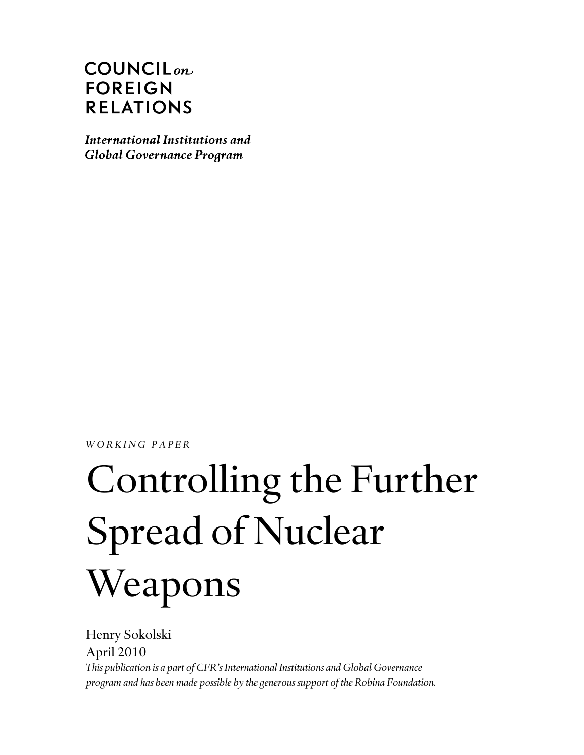COUNCIL *on*
FOREIGN
RELATIONS

***International Institutions and Global Governance Program***

*WORKING PAPER*

# Controlling the Further Spread of Nuclear Weapons

Henry Sokolski

April 2010

*This publication is a part of CFR's International Institutions and Global Governance program and has been made possible by the generous support of the Robina Foundation.*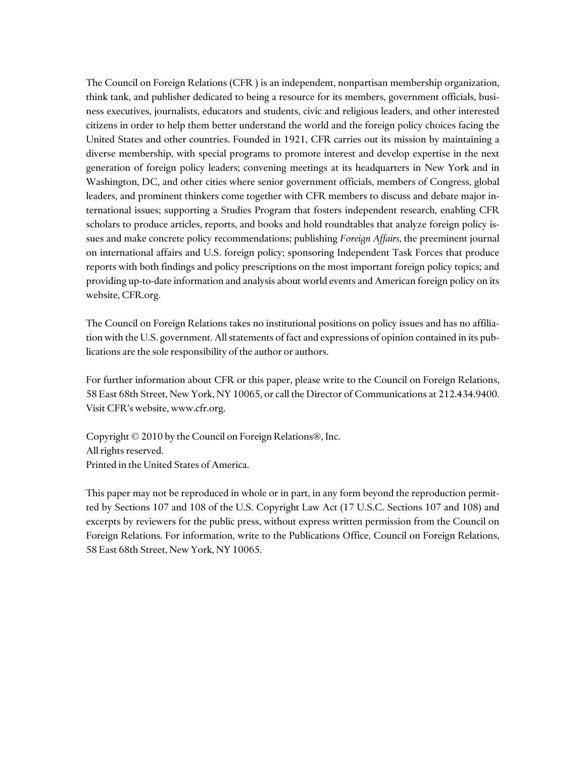The Council on Foreign Relations (CFR ) is an independent, nonpartisan membership organization, think tank, and publisher dedicated to being a resource for its members, government officials, business executives, journalists, educators and students, civic and religious leaders, and other interested citizens in order to help them better understand the world and the foreign policy choices facing the United States and other countries. Founded in 1921, CFR carries out its mission by maintaining a diverse membership, with special programs to promote interest and develop expertise in the next generation of foreign policy leaders; convening meetings at its headquarters in New York and in Washington, DC, and other cities where senior government officials, members of Congress, global leaders, and prominent thinkers come together with CFR members to discuss and debate major international issues; supporting a Studies Program that fosters independent research, enabling CFR scholars to produce articles, reports, and books and hold roundtables that analyze foreign policy issues and make concrete policy recommendations; publishing *Foreign Affairs*, the preeminent journal on international affairs and U.S. foreign policy; sponsoring Independent Task Forces that produce reports with both findings and policy prescriptions on the most important foreign policy topics; and providing up-to-date information and analysis about world events and American foreign policy on its website, CFR.org.

The Council on Foreign Relations takes no institutional positions on policy issues and has no affiliation with the U.S. government. All statements of fact and expressions of opinion contained in its publications are the sole responsibility of the author or authors.

For further information about CFR or this paper, please write to the Council on Foreign Relations, 58 East 68th Street, New York, NY 10065, or call the Director of Communications at 212.434.9400. Visit CFR's website, www.cfr.org.

Copyright © 2010 by the Council on Foreign Relations®, Inc.
All rights reserved.
Printed in the United States of America.

This paper may not be reproduced in whole or in part, in any form beyond the reproduction permitted by Sections 107 and 108 of the U.S. Copyright Law Act (17 U.S.C. Sections 107 and 108) and excerpts by reviewers for the public press, without express written permission from the Council on Foreign Relations. For information, write to the Publications Office, Council on Foreign Relations, 58 East 68th Street, New York, NY 10065.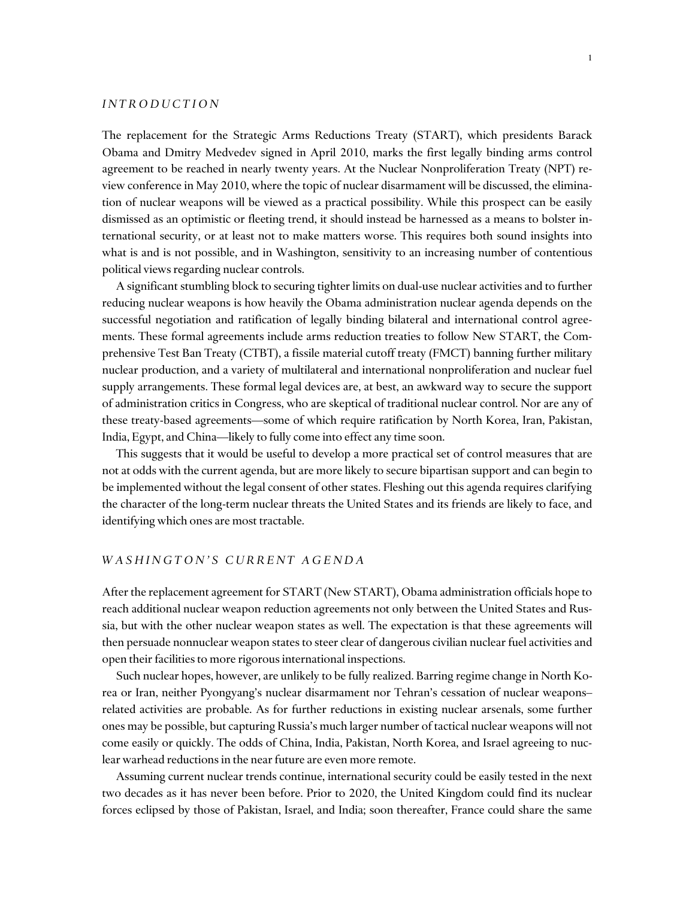## *INTRODUCTION*

The replacement for the Strategic Arms Reductions Treaty (START), which presidents Barack Obama and Dmitry Medvedev signed in April 2010, marks the first legally binding arms control agreement to be reached in nearly twenty years. At the Nuclear Nonproliferation Treaty (NPT) review conference in May 2010, where the topic of nuclear disarmament will be discussed, the elimination of nuclear weapons will be viewed as a practical possibility. While this prospect can be easily dismissed as an optimistic or fleeting trend, it should instead be harnessed as a means to bolster international security, or at least not to make matters worse. This requires both sound insights into what is and is not possible, and in Washington, sensitivity to an increasing number of contentious political views regarding nuclear controls.

A significant stumbling block to securing tighter limits on dual-use nuclear activities and to further reducing nuclear weapons is how heavily the Obama administration nuclear agenda depends on the successful negotiation and ratification of legally binding bilateral and international control agreements. These formal agreements include arms reduction treaties to follow New START, the Comprehensive Test Ban Treaty (CTBT), a fissile material cutoff treaty (FMCT) banning further military nuclear production, and a variety of multilateral and international nonproliferation and nuclear fuel supply arrangements. These formal legal devices are, at best, an awkward way to secure the support of administration critics in Congress, who are skeptical of traditional nuclear control. Nor are any of these treaty-based agreements—some of which require ratification by North Korea, Iran, Pakistan, India, Egypt, and China—likely to fully come into effect any time soon.

This suggests that it would be useful to develop a more practical set of control measures that are not at odds with the current agenda, but are more likely to secure bipartisan support and can begin to be implemented without the legal consent of other states. Fleshing out this agenda requires clarifying the character of the long-term nuclear threats the United States and its friends are likely to face, and identifying which ones are most tractable.

## *WASHINGTON'S CURRENT AGENDA*

After the replacement agreement for START (New START), Obama administration officials hope to reach additional nuclear weapon reduction agreements not only between the United States and Russia, but with the other nuclear weapon states as well. The expectation is that these agreements will then persuade nonnuclear weapon states to steer clear of dangerous civilian nuclear fuel activities and open their facilities to more rigorous international inspections.

Such nuclear hopes, however, are unlikely to be fully realized. Barring regime change in North Korea or Iran, neither Pyongyang's nuclear disarmament nor Tehran's cessation of nuclear weapons–related activities are probable. As for further reductions in existing nuclear arsenals, some further ones may be possible, but capturing Russia's much larger number of tactical nuclear weapons will not come easily or quickly. The odds of China, India, Pakistan, North Korea, and Israel agreeing to nuclear warhead reductions in the near future are even more remote.

Assuming current nuclear trends continue, international security could be easily tested in the next two decades as it has never been before. Prior to 2020, the United Kingdom could find its nuclear forces eclipsed by those of Pakistan, Israel, and India; soon thereafter, France could share the same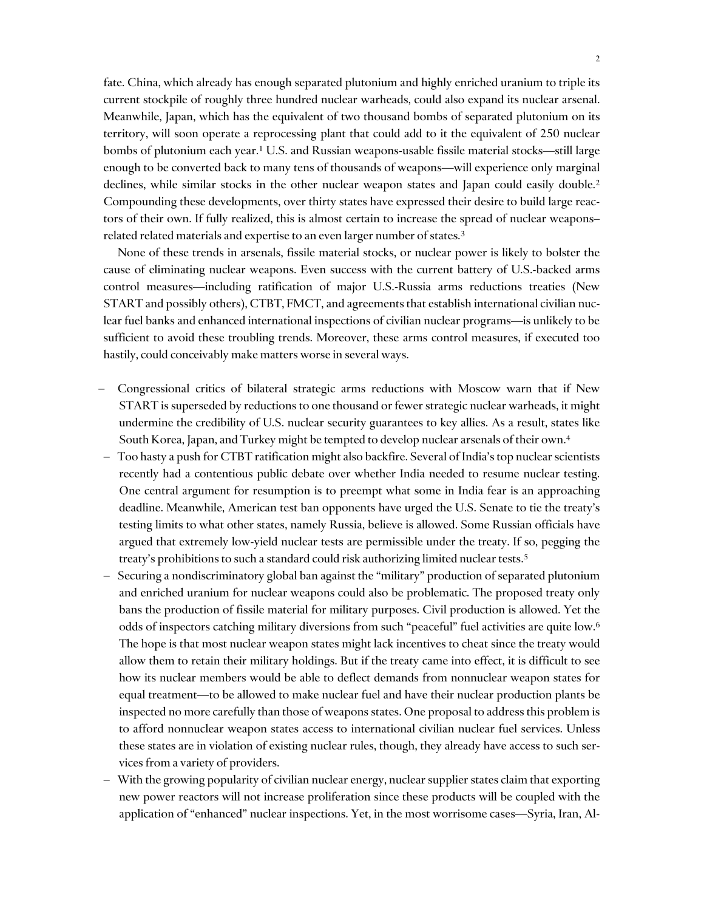fate. China, which already has enough separated plutonium and highly enriched uranium to triple its current stockpile of roughly three hundred nuclear warheads, could also expand its nuclear arsenal. Meanwhile, Japan, which has the equivalent of two thousand bombs of separated plutonium on its territory, will soon operate a reprocessing plant that could add to it the equivalent of 250 nuclear bombs of plutonium each year.[1] U.S. and Russian weapons-usable fissile material stocks—still large enough to be converted back to many tens of thousands of weapons—will experience only marginal declines, while similar stocks in the other nuclear weapon states and Japan could easily double.[2] Compounding these developments, over thirty states have expressed their desire to build large reactors of their own. If fully realized, this is almost certain to increase the spread of nuclear weapons–related related materials and expertise to an even larger number of states.[3]

None of these trends in arsenals, fissile material stocks, or nuclear power is likely to bolster the cause of eliminating nuclear weapons. Even success with the current battery of U.S.-backed arms control measures—including ratification of major U.S.-Russia arms reductions treaties (New START and possibly others), CTBT, FMCT, and agreements that establish international civilian nuclear fuel banks and enhanced international inspections of civilian nuclear programs—is unlikely to be sufficient to avoid these troubling trends. Moreover, these arms control measures, if executed too hastily, could conceivably make matters worse in several ways.

- Congressional critics of bilateral strategic arms reductions with Moscow warn that if New START is superseded by reductions to one thousand or fewer strategic nuclear warheads, it might undermine the credibility of U.S. nuclear security guarantees to key allies. As a result, states like South Korea, Japan, and Turkey might be tempted to develop nuclear arsenals of their own.[4]
- Too hasty a push for CTBT ratification might also backfire. Several of India's top nuclear scientists recently had a contentious public debate over whether India needed to resume nuclear testing. One central argument for resumption is to preempt what some in India fear is an approaching deadline. Meanwhile, American test ban opponents have urged the U.S. Senate to tie the treaty's testing limits to what other states, namely Russia, believe is allowed. Some Russian officials have argued that extremely low-yield nuclear tests are permissible under the treaty. If so, pegging the treaty's prohibitions to such a standard could risk authorizing limited nuclear tests.[5]
- Securing a nondiscriminatory global ban against the "military" production of separated plutonium and enriched uranium for nuclear weapons could also be problematic. The proposed treaty only bans the production of fissile material for military purposes. Civil production is allowed. Yet the odds of inspectors catching military diversions from such "peaceful" fuel activities are quite low.[6] The hope is that most nuclear weapon states might lack incentives to cheat since the treaty would allow them to retain their military holdings. But if the treaty came into effect, it is difficult to see how its nuclear members would be able to deflect demands from nonnuclear weapon states for equal treatment—to be allowed to make nuclear fuel and have their nuclear production plants be inspected no more carefully than those of weapons states. One proposal to address this problem is to afford nonnuclear weapon states access to international civilian nuclear fuel services. Unless these states are in violation of existing nuclear rules, though, they already have access to such services from a variety of providers.
- With the growing popularity of civilian nuclear energy, nuclear supplier states claim that exporting new power reactors will not increase proliferation since these products will be coupled with the application of "enhanced" nuclear inspections. Yet, in the most worrisome cases—Syria, Iran, Al-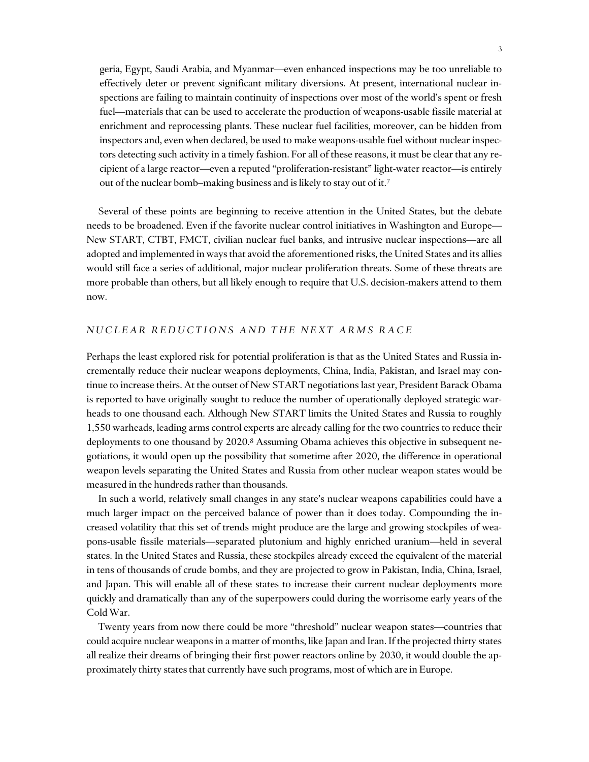geria, Egypt, Saudi Arabia, and Myanmar—even enhanced inspections may be too unreliable to effectively deter or prevent significant military diversions. At present, international nuclear inspections are failing to maintain continuity of inspections over most of the world's spent or fresh fuel—materials that can be used to accelerate the production of weapons-usable fissile material at enrichment and reprocessing plants. These nuclear fuel facilities, moreover, can be hidden from inspectors and, even when declared, be used to make weapons-usable fuel without nuclear inspectors detecting such activity in a timely fashion. For all of these reasons, it must be clear that any recipient of a large reactor—even a reputed "proliferation-resistant" light-water reactor—is entirely out of the nuclear bomb–making business and is likely to stay out of it.[7]

Several of these points are beginning to receive attention in the United States, but the debate needs to be broadened. Even if the favorite nuclear control initiatives in Washington and Europe—New START, CTBT, FMCT, civilian nuclear fuel banks, and intrusive nuclear inspections—are all adopted and implemented in ways that avoid the aforementioned risks, the United States and its allies would still face a series of additional, major nuclear proliferation threats. Some of these threats are more probable than others, but all likely enough to require that U.S. decision-makers attend to them now.

## *NUCLEAR REDUCTIONS AND THE NEXT ARMS RACE*

Perhaps the least explored risk for potential proliferation is that as the United States and Russia incrementally reduce their nuclear weapons deployments, China, India, Pakistan, and Israel may continue to increase theirs. At the outset of New START negotiations last year, President Barack Obama is reported to have originally sought to reduce the number of operationally deployed strategic warheads to one thousand each. Although New START limits the United States and Russia to roughly 1,550 warheads, leading arms control experts are already calling for the two countries to reduce their deployments to one thousand by 2020.[8] Assuming Obama achieves this objective in subsequent negotiations, it would open up the possibility that sometime after 2020, the difference in operational weapon levels separating the United States and Russia from other nuclear weapon states would be measured in the hundreds rather than thousands.

In such a world, relatively small changes in any state's nuclear weapons capabilities could have a much larger impact on the perceived balance of power than it does today. Compounding the increased volatility that this set of trends might produce are the large and growing stockpiles of weapons-usable fissile materials—separated plutonium and highly enriched uranium—held in several states. In the United States and Russia, these stockpiles already exceed the equivalent of the material in tens of thousands of crude bombs, and they are projected to grow in Pakistan, India, China, Israel, and Japan. This will enable all of these states to increase their current nuclear deployments more quickly and dramatically than any of the superpowers could during the worrisome early years of the Cold War.

Twenty years from now there could be more "threshold" nuclear weapon states—countries that could acquire nuclear weapons in a matter of months, like Japan and Iran. If the projected thirty states all realize their dreams of bringing their first power reactors online by 2030, it would double the approximately thirty states that currently have such programs, most of which are in Europe.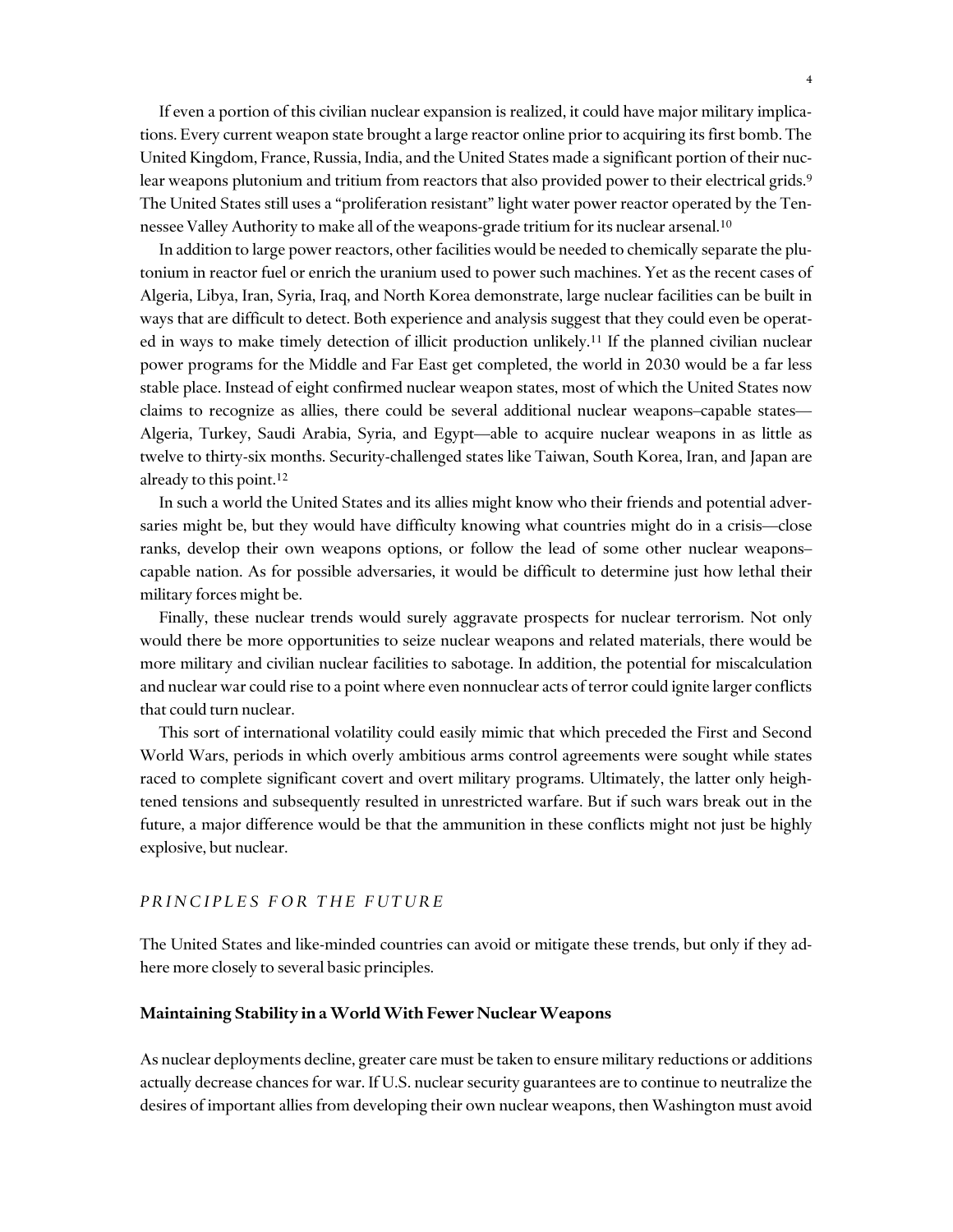If even a portion of this civilian nuclear expansion is realized, it could have major military implications. Every current weapon state brought a large reactor online prior to acquiring its first bomb. The United Kingdom, France, Russia, India, and the United States made a significant portion of their nuclear weapons plutonium and tritium from reactors that also provided power to their electrical grids.[9] The United States still uses a "proliferation resistant" light water power reactor operated by the Tennessee Valley Authority to make all of the weapons-grade tritium for its nuclear arsenal.[10]

In addition to large power reactors, other facilities would be needed to chemically separate the plutonium in reactor fuel or enrich the uranium used to power such machines. Yet as the recent cases of Algeria, Libya, Iran, Syria, Iraq, and North Korea demonstrate, large nuclear facilities can be built in ways that are difficult to detect. Both experience and analysis suggest that they could even be operated in ways to make timely detection of illicit production unlikely.[11] If the planned civilian nuclear power programs for the Middle and Far East get completed, the world in 2030 would be a far less stable place. Instead of eight confirmed nuclear weapon states, most of which the United States now claims to recognize as allies, there could be several additional nuclear weapons–capable states—Algeria, Turkey, Saudi Arabia, Syria, and Egypt—able to acquire nuclear weapons in as little as twelve to thirty-six months. Security-challenged states like Taiwan, South Korea, Iran, and Japan are already to this point.[12]

In such a world the United States and its allies might know who their friends and potential adversaries might be, but they would have difficulty knowing what countries might do in a crisis—close ranks, develop their own weapons options, or follow the lead of some other nuclear weapons–capable nation. As for possible adversaries, it would be difficult to determine just how lethal their military forces might be.

Finally, these nuclear trends would surely aggravate prospects for nuclear terrorism. Not only would there be more opportunities to seize nuclear weapons and related materials, there would be more military and civilian nuclear facilities to sabotage. In addition, the potential for miscalculation and nuclear war could rise to a point where even nonnuclear acts of terror could ignite larger conflicts that could turn nuclear.

This sort of international volatility could easily mimic that which preceded the First and Second World Wars, periods in which overly ambitious arms control agreements were sought while states raced to complete significant covert and overt military programs. Ultimately, the latter only heightened tensions and subsequently resulted in unrestricted warfare. But if such wars break out in the future, a major difference would be that the ammunition in these conflicts might not just be highly explosive, but nuclear.

## *PRINCIPLES FOR THE FUTURE*

The United States and like-minded countries can avoid or mitigate these trends, but only if they adhere more closely to several basic principles.

### Maintaining Stability in a World With Fewer Nuclear Weapons

As nuclear deployments decline, greater care must be taken to ensure military reductions or additions actually decrease chances for war. If U.S. nuclear security guarantees are to continue to neutralize the desires of important allies from developing their own nuclear weapons, then Washington must avoid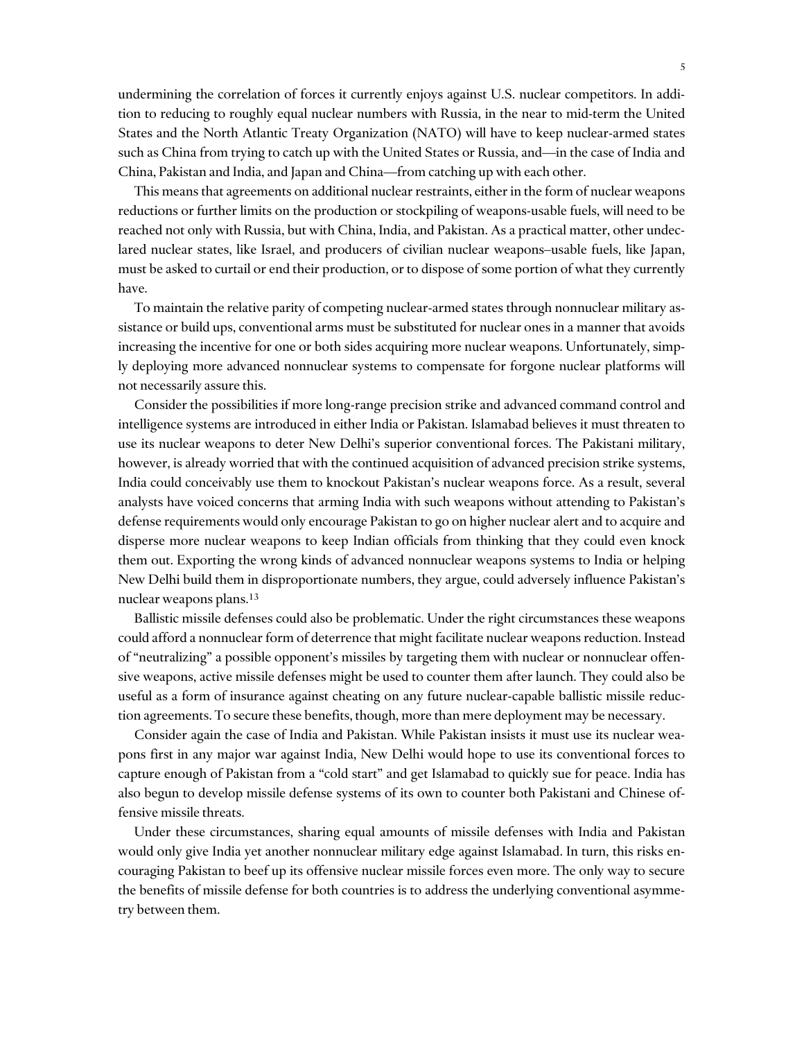undermining the correlation of forces it currently enjoys against U.S. nuclear competitors. In addition to reducing to roughly equal nuclear numbers with Russia, in the near to mid-term the United States and the North Atlantic Treaty Organization (NATO) will have to keep nuclear-armed states such as China from trying to catch up with the United States or Russia, and—in the case of India and China, Pakistan and India, and Japan and China—from catching up with each other.

This means that agreements on additional nuclear restraints, either in the form of nuclear weapons reductions or further limits on the production or stockpiling of weapons-usable fuels, will need to be reached not only with Russia, but with China, India, and Pakistan. As a practical matter, other undeclared nuclear states, like Israel, and producers of civilian nuclear weapons–usable fuels, like Japan, must be asked to curtail or end their production, or to dispose of some portion of what they currently have.

To maintain the relative parity of competing nuclear-armed states through nonnuclear military assistance or build ups, conventional arms must be substituted for nuclear ones in a manner that avoids increasing the incentive for one or both sides acquiring more nuclear weapons. Unfortunately, simply deploying more advanced nonnuclear systems to compensate for forgone nuclear platforms will not necessarily assure this.

Consider the possibilities if more long-range precision strike and advanced command control and intelligence systems are introduced in either India or Pakistan. Islamabad believes it must threaten to use its nuclear weapons to deter New Delhi's superior conventional forces. The Pakistani military, however, is already worried that with the continued acquisition of advanced precision strike systems, India could conceivably use them to knockout Pakistan's nuclear weapons force. As a result, several analysts have voiced concerns that arming India with such weapons without attending to Pakistan's defense requirements would only encourage Pakistan to go on higher nuclear alert and to acquire and disperse more nuclear weapons to keep Indian officials from thinking that they could even knock them out. Exporting the wrong kinds of advanced nonnuclear weapons systems to India or helping New Delhi build them in disproportionate numbers, they argue, could adversely influence Pakistan's nuclear weapons plans.[13]

Ballistic missile defenses could also be problematic. Under the right circumstances these weapons could afford a nonnuclear form of deterrence that might facilitate nuclear weapons reduction. Instead of "neutralizing" a possible opponent's missiles by targeting them with nuclear or nonnuclear offensive weapons, active missile defenses might be used to counter them after launch. They could also be useful as a form of insurance against cheating on any future nuclear-capable ballistic missile reduction agreements. To secure these benefits, though, more than mere deployment may be necessary.

Consider again the case of India and Pakistan. While Pakistan insists it must use its nuclear weapons first in any major war against India, New Delhi would hope to use its conventional forces to capture enough of Pakistan from a "cold start" and get Islamabad to quickly sue for peace. India has also begun to develop missile defense systems of its own to counter both Pakistani and Chinese offensive missile threats.

Under these circumstances, sharing equal amounts of missile defenses with India and Pakistan would only give India yet another nonnuclear military edge against Islamabad. In turn, this risks encouraging Pakistan to beef up its offensive nuclear missile forces even more. The only way to secure the benefits of missile defense for both countries is to address the underlying conventional asymmetry between them.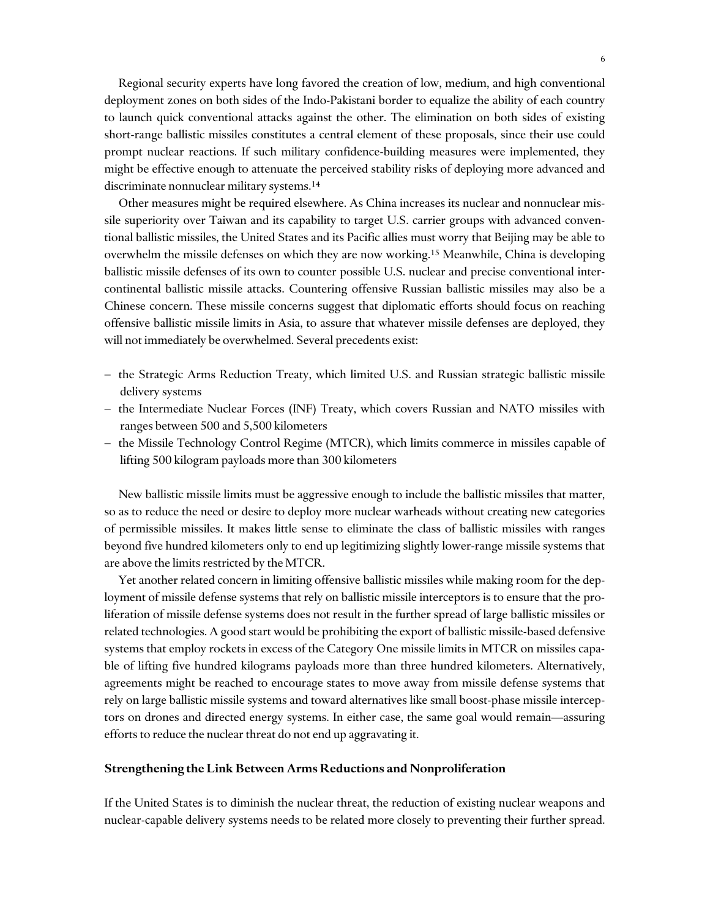Regional security experts have long favored the creation of low, medium, and high conventional deployment zones on both sides of the Indo-Pakistani border to equalize the ability of each country to launch quick conventional attacks against the other. The elimination on both sides of existing short-range ballistic missiles constitutes a central element of these proposals, since their use could prompt nuclear reactions. If such military confidence-building measures were implemented, they might be effective enough to attenuate the perceived stability risks of deploying more advanced and discriminate nonnuclear military systems.[14]

Other measures might be required elsewhere. As China increases its nuclear and nonnuclear missile superiority over Taiwan and its capability to target U.S. carrier groups with advanced conventional ballistic missiles, the United States and its Pacific allies must worry that Beijing may be able to overwhelm the missile defenses on which they are now working.[15] Meanwhile, China is developing ballistic missile defenses of its own to counter possible U.S. nuclear and precise conventional intercontinental ballistic missile attacks. Countering offensive Russian ballistic missiles may also be a Chinese concern. These missile concerns suggest that diplomatic efforts should focus on reaching offensive ballistic missile limits in Asia, to assure that whatever missile defenses are deployed, they will not immediately be overwhelmed. Several precedents exist:

- the Strategic Arms Reduction Treaty, which limited U.S. and Russian strategic ballistic missile delivery systems
- the Intermediate Nuclear Forces (INF) Treaty, which covers Russian and NATO missiles with ranges between 500 and 5,500 kilometers
- the Missile Technology Control Regime (MTCR), which limits commerce in missiles capable of lifting 500 kilogram payloads more than 300 kilometers

New ballistic missile limits must be aggressive enough to include the ballistic missiles that matter, so as to reduce the need or desire to deploy more nuclear warheads without creating new categories of permissible missiles. It makes little sense to eliminate the class of ballistic missiles with ranges beyond five hundred kilometers only to end up legitimizing slightly lower-range missile systems that are above the limits restricted by the MTCR.

Yet another related concern in limiting offensive ballistic missiles while making room for the deployment of missile defense systems that rely on ballistic missile interceptors is to ensure that the proliferation of missile defense systems does not result in the further spread of large ballistic missiles or related technologies. A good start would be prohibiting the export of ballistic missile-based defensive systems that employ rockets in excess of the Category One missile limits in MTCR on missiles capable of lifting five hundred kilograms payloads more than three hundred kilometers. Alternatively, agreements might be reached to encourage states to move away from missile defense systems that rely on large ballistic missile systems and toward alternatives like small boost-phase missile interceptors on drones and directed energy systems. In either case, the same goal would remain—assuring efforts to reduce the nuclear threat do not end up aggravating it.

### Strengthening the Link Between Arms Reductions and Nonproliferation

If the United States is to diminish the nuclear threat, the reduction of existing nuclear weapons and nuclear-capable delivery systems needs to be related more closely to preventing their further spread.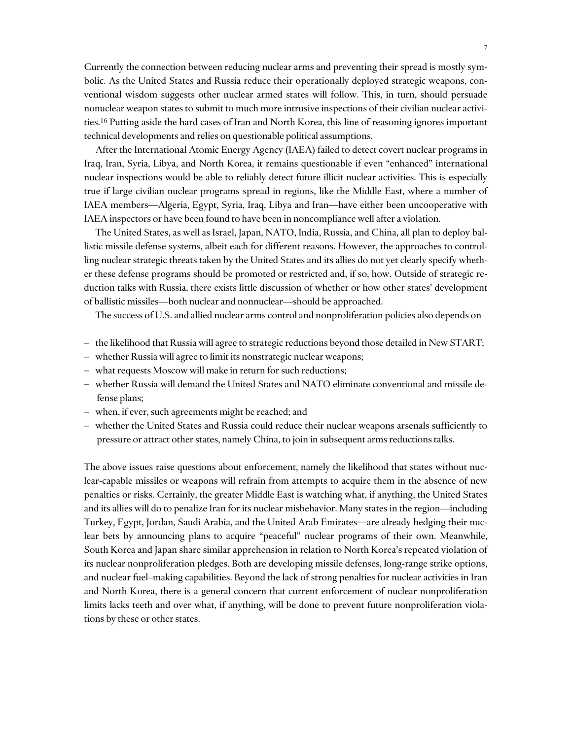Currently the connection between reducing nuclear arms and preventing their spread is mostly symbolic. As the United States and Russia reduce their operationally deployed strategic weapons, conventional wisdom suggests other nuclear armed states will follow. This, in turn, should persuade nonnuclear weapon states to submit to much more intrusive inspections of their civilian nuclear activities.[16] Putting aside the hard cases of Iran and North Korea, this line of reasoning ignores important technical developments and relies on questionable political assumptions.

After the International Atomic Energy Agency (IAEA) failed to detect covert nuclear programs in Iraq, Iran, Syria, Libya, and North Korea, it remains questionable if even "enhanced" international nuclear inspections would be able to reliably detect future illicit nuclear activities. This is especially true if large civilian nuclear programs spread in regions, like the Middle East, where a number of IAEA members—Algeria, Egypt, Syria, Iraq, Libya and Iran—have either been uncooperative with IAEA inspectors or have been found to have been in noncompliance well after a violation.

The United States, as well as Israel, Japan, NATO, India, Russia, and China, all plan to deploy ballistic missile defense systems, albeit each for different reasons. However, the approaches to controlling nuclear strategic threats taken by the United States and its allies do not yet clearly specify whether these defense programs should be promoted or restricted and, if so, how. Outside of strategic reduction talks with Russia, there exists little discussion of whether or how other states' development of ballistic missiles—both nuclear and nonnuclear—should be approached.

The success of U.S. and allied nuclear arms control and nonproliferation policies also depends on

- the likelihood that Russia will agree to strategic reductions beyond those detailed in New START;
- whether Russia will agree to limit its nonstrategic nuclear weapons;
- what requests Moscow will make in return for such reductions;
- whether Russia will demand the United States and NATO eliminate conventional and missile defense plans;
- when, if ever, such agreements might be reached; and
- whether the United States and Russia could reduce their nuclear weapons arsenals sufficiently to pressure or attract other states, namely China, to join in subsequent arms reductions talks.

The above issues raise questions about enforcement, namely the likelihood that states without nuclear-capable missiles or weapons will refrain from attempts to acquire them in the absence of new penalties or risks. Certainly, the greater Middle East is watching what, if anything, the United States and its allies will do to penalize Iran for its nuclear misbehavior. Many states in the region—including Turkey, Egypt, Jordan, Saudi Arabia, and the United Arab Emirates—are already hedging their nuclear bets by announcing plans to acquire "peaceful" nuclear programs of their own. Meanwhile, South Korea and Japan share similar apprehension in relation to North Korea's repeated violation of its nuclear nonproliferation pledges. Both are developing missile defenses, long-range strike options, and nuclear fuel–making capabilities. Beyond the lack of strong penalties for nuclear activities in Iran and North Korea, there is a general concern that current enforcement of nuclear nonproliferation limits lacks teeth and over what, if anything, will be done to prevent future nonproliferation violations by these or other states.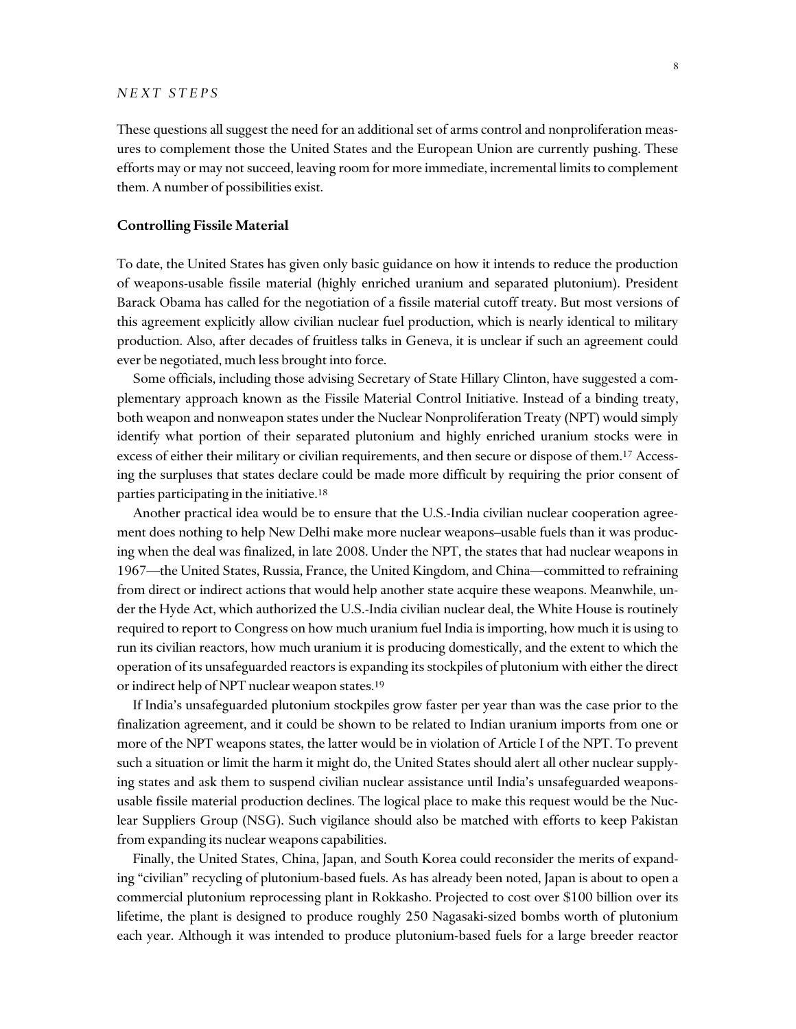These questions all suggest the need for an additional set of arms control and nonproliferation measures to complement those the United States and the European Union are currently pushing. These efforts may or may not succeed, leaving room for more immediate, incremental limits to complement them. A number of possibilities exist.

### Controlling Fissile Material

To date, the United States has given only basic guidance on how it intends to reduce the production of weapons-usable fissile material (highly enriched uranium and separated plutonium). President Barack Obama has called for the negotiation of a fissile material cutoff treaty. But most versions of this agreement explicitly allow civilian nuclear fuel production, which is nearly identical to military production. Also, after decades of fruitless talks in Geneva, it is unclear if such an agreement could ever be negotiated, much less brought into force.

Some officials, including those advising Secretary of State Hillary Clinton, have suggested a complementary approach known as the Fissile Material Control Initiative. Instead of a binding treaty, both weapon and nonweapon states under the Nuclear Nonproliferation Treaty (NPT) would simply identify what portion of their separated plutonium and highly enriched uranium stocks were in excess of either their military or civilian requirements, and then secure or dispose of them.[17] Accessing the surpluses that states declare could be made more difficult by requiring the prior consent of parties participating in the initiative.[18]

Another practical idea would be to ensure that the U.S.-India civilian nuclear cooperation agreement does nothing to help New Delhi make more nuclear weapons–usable fuels than it was producing when the deal was finalized, in late 2008. Under the NPT, the states that had nuclear weapons in 1967—the United States, Russia, France, the United Kingdom, and China—committed to refraining from direct or indirect actions that would help another state acquire these weapons. Meanwhile, under the Hyde Act, which authorized the U.S.-India civilian nuclear deal, the White House is routinely required to report to Congress on how much uranium fuel India is importing, how much it is using to run its civilian reactors, how much uranium it is producing domestically, and the extent to which the operation of its unsafeguarded reactors is expanding its stockpiles of plutonium with either the direct or indirect help of NPT nuclear weapon states.[19]

If India's unsafeguarded plutonium stockpiles grow faster per year than was the case prior to the finalization agreement, and it could be shown to be related to Indian uranium imports from one or more of the NPT weapons states, the latter would be in violation of Article I of the NPT. To prevent such a situation or limit the harm it might do, the United States should alert all other nuclear supplying states and ask them to suspend civilian nuclear assistance until India's unsafeguarded weapons-usable fissile material production declines. The logical place to make this request would be the Nuclear Suppliers Group (NSG). Such vigilance should also be matched with efforts to keep Pakistan from expanding its nuclear weapons capabilities.

Finally, the United States, China, Japan, and South Korea could reconsider the merits of expanding "civilian" recycling of plutonium-based fuels. As has already been noted, Japan is about to open a commercial plutonium reprocessing plant in Rokkasho. Projected to cost over $100 billion over its lifetime, the plant is designed to produce roughly 250 Nagasaki-sized bombs worth of plutonium each year. Although it was intended to produce plutonium-based fuels for a large breeder reactor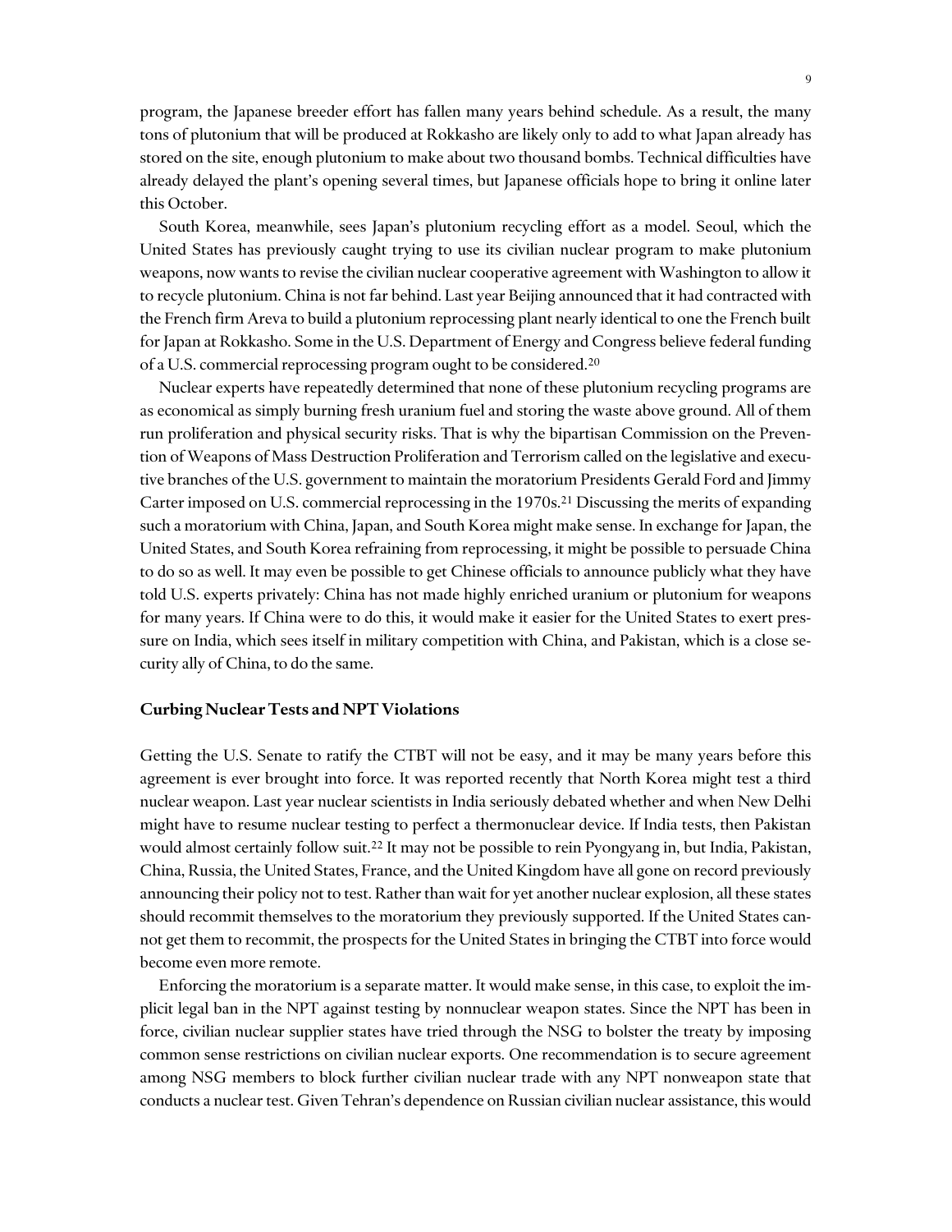program, the Japanese breeder effort has fallen many years behind schedule. As a result, the many tons of plutonium that will be produced at Rokkasho are likely only to add to what Japan already has stored on the site, enough plutonium to make about two thousand bombs. Technical difficulties have already delayed the plant's opening several times, but Japanese officials hope to bring it online later this October.

South Korea, meanwhile, sees Japan's plutonium recycling effort as a model. Seoul, which the United States has previously caught trying to use its civilian nuclear program to make plutonium weapons, now wants to revise the civilian nuclear cooperative agreement with Washington to allow it to recycle plutonium. China is not far behind. Last year Beijing announced that it had contracted with the French firm Areva to build a plutonium reprocessing plant nearly identical to one the French built for Japan at Rokkasho. Some in the U.S. Department of Energy and Congress believe federal funding of a U.S. commercial reprocessing program ought to be considered.[20]

Nuclear experts have repeatedly determined that none of these plutonium recycling programs are as economical as simply burning fresh uranium fuel and storing the waste above ground. All of them run proliferation and physical security risks. That is why the bipartisan Commission on the Prevention of Weapons of Mass Destruction Proliferation and Terrorism called on the legislative and executive branches of the U.S. government to maintain the moratorium Presidents Gerald Ford and Jimmy Carter imposed on U.S. commercial reprocessing in the 1970s.[21] Discussing the merits of expanding such a moratorium with China, Japan, and South Korea might make sense. In exchange for Japan, the United States, and South Korea refraining from reprocessing, it might be possible to persuade China to do so as well. It may even be possible to get Chinese officials to announce publicly what they have told U.S. experts privately: China has not made highly enriched uranium or plutonium for weapons for many years. If China were to do this, it would make it easier for the United States to exert pressure on India, which sees itself in military competition with China, and Pakistan, which is a close security ally of China, to do the same.

### Curbing Nuclear Tests and NPT Violations

Getting the U.S. Senate to ratify the CTBT will not be easy, and it may be many years before this agreement is ever brought into force. It was reported recently that North Korea might test a third nuclear weapon. Last year nuclear scientists in India seriously debated whether and when New Delhi might have to resume nuclear testing to perfect a thermonuclear device. If India tests, then Pakistan would almost certainly follow suit.[22] It may not be possible to rein Pyongyang in, but India, Pakistan, China, Russia, the United States, France, and the United Kingdom have all gone on record previously announcing their policy not to test. Rather than wait for yet another nuclear explosion, all these states should recommit themselves to the moratorium they previously supported. If the United States cannot get them to recommit, the prospects for the United States in bringing the CTBT into force would become even more remote.

Enforcing the moratorium is a separate matter. It would make sense, in this case, to exploit the implicit legal ban in the NPT against testing by nonnuclear weapon states. Since the NPT has been in force, civilian nuclear supplier states have tried through the NSG to bolster the treaty by imposing common sense restrictions on civilian nuclear exports. One recommendation is to secure agreement among NSG members to block further civilian nuclear trade with any NPT nonweapon state that conducts a nuclear test. Given Tehran's dependence on Russian civilian nuclear assistance, this would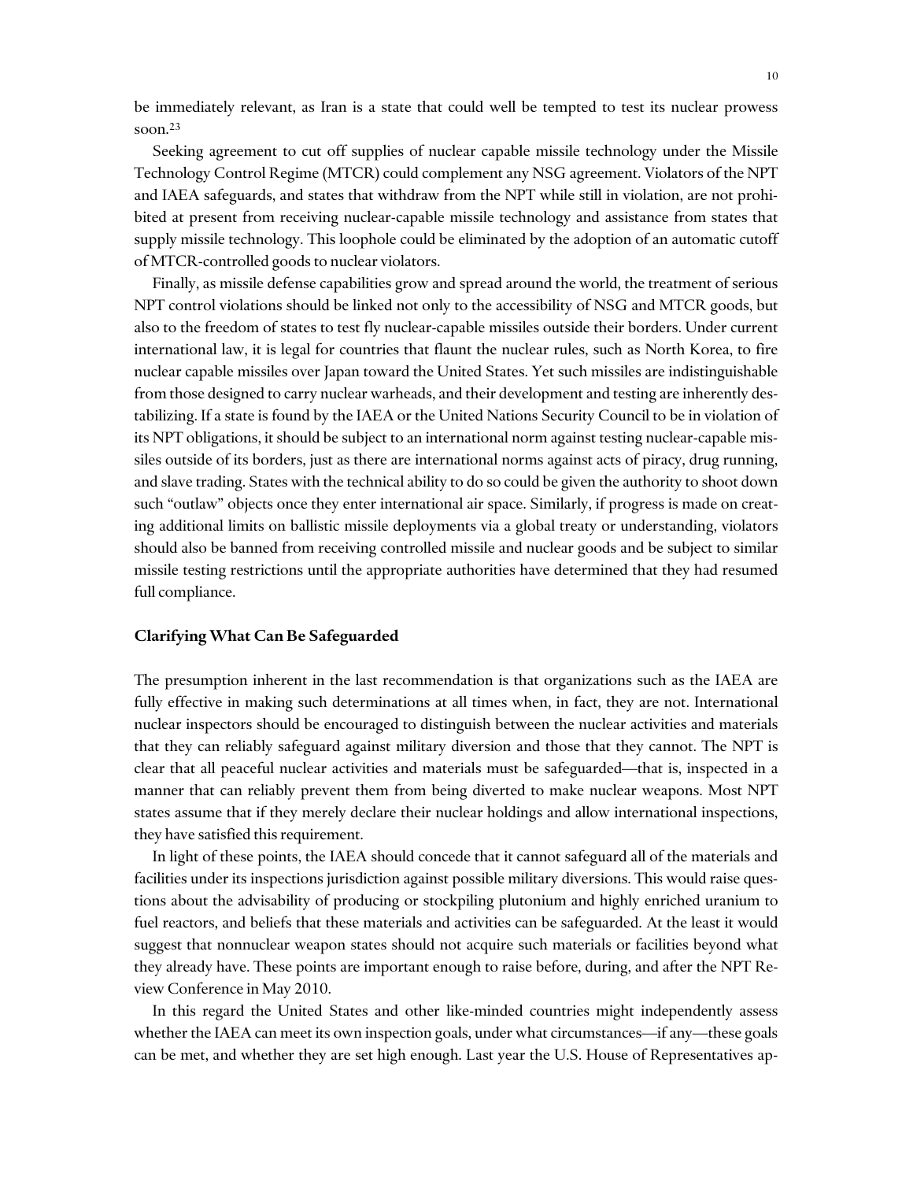be immediately relevant, as Iran is a state that could well be tempted to test its nuclear prowess soon.[23]

Seeking agreement to cut off supplies of nuclear capable missile technology under the Missile Technology Control Regime (MTCR) could complement any NSG agreement. Violators of the NPT and IAEA safeguards, and states that withdraw from the NPT while still in violation, are not prohibited at present from receiving nuclear-capable missile technology and assistance from states that supply missile technology. This loophole could be eliminated by the adoption of an automatic cutoff of MTCR-controlled goods to nuclear violators.

Finally, as missile defense capabilities grow and spread around the world, the treatment of serious NPT control violations should be linked not only to the accessibility of NSG and MTCR goods, but also to the freedom of states to test fly nuclear-capable missiles outside their borders. Under current international law, it is legal for countries that flaunt the nuclear rules, such as North Korea, to fire nuclear capable missiles over Japan toward the United States. Yet such missiles are indistinguishable from those designed to carry nuclear warheads, and their development and testing are inherently destabilizing. If a state is found by the IAEA or the United Nations Security Council to be in violation of its NPT obligations, it should be subject to an international norm against testing nuclear-capable missiles outside of its borders, just as there are international norms against acts of piracy, drug running, and slave trading. States with the technical ability to do so could be given the authority to shoot down such "outlaw" objects once they enter international air space. Similarly, if progress is made on creating additional limits on ballistic missile deployments via a global treaty or understanding, violators should also be banned from receiving controlled missile and nuclear goods and be subject to similar missile testing restrictions until the appropriate authorities have determined that they had resumed full compliance.

### Clarifying What Can Be Safeguarded

The presumption inherent in the last recommendation is that organizations such as the IAEA are fully effective in making such determinations at all times when, in fact, they are not. International nuclear inspectors should be encouraged to distinguish between the nuclear activities and materials that they can reliably safeguard against military diversion and those that they cannot. The NPT is clear that all peaceful nuclear activities and materials must be safeguarded—that is, inspected in a manner that can reliably prevent them from being diverted to make nuclear weapons. Most NPT states assume that if they merely declare their nuclear holdings and allow international inspections, they have satisfied this requirement.

In light of these points, the IAEA should concede that it cannot safeguard all of the materials and facilities under its inspections jurisdiction against possible military diversions. This would raise questions about the advisability of producing or stockpiling plutonium and highly enriched uranium to fuel reactors, and beliefs that these materials and activities can be safeguarded. At the least it would suggest that nonnuclear weapon states should not acquire such materials or facilities beyond what they already have. These points are important enough to raise before, during, and after the NPT Review Conference in May 2010.

In this regard the United States and other like-minded countries might independently assess whether the IAEA can meet its own inspection goals, under what circumstances—if any—these goals can be met, and whether they are set high enough. Last year the U.S. House of Representatives ap-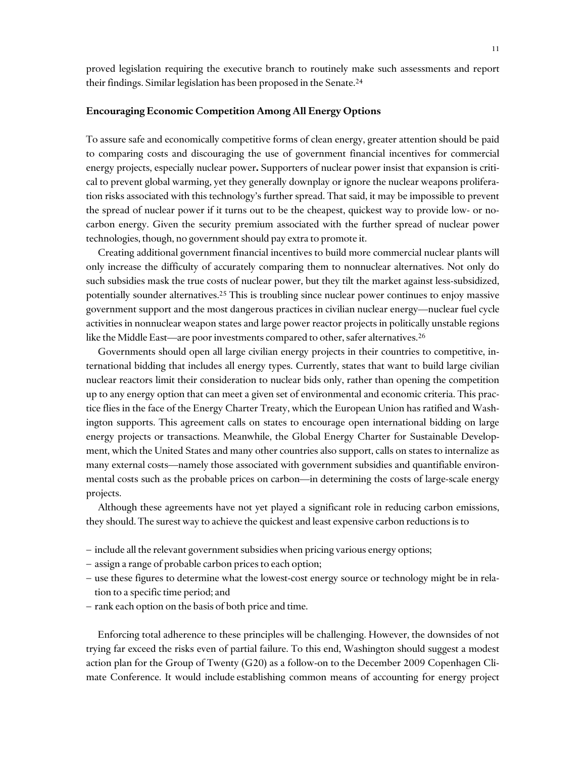proved legislation requiring the executive branch to routinely make such assessments and report their findings. Similar legislation has been proposed in the Senate.[24]

### Encouraging Economic Competition Among All Energy Options

To assure safe and economically competitive forms of clean energy, greater attention should be paid to comparing costs and discouraging the use of government financial incentives for commercial energy projects, especially nuclear power**.** Supporters of nuclear power insist that expansion is critical to prevent global warming, yet they generally downplay or ignore the nuclear weapons proliferation risks associated with this technology's further spread. That said, it may be impossible to prevent the spread of nuclear power if it turns out to be the cheapest, quickest way to provide low- or no-carbon energy. Given the security premium associated with the further spread of nuclear power technologies, though, no government should pay extra to promote it.

Creating additional government financial incentives to build more commercial nuclear plants will only increase the difficulty of accurately comparing them to nonnuclear alternatives. Not only do such subsidies mask the true costs of nuclear power, but they tilt the market against less-subsidized, potentially sounder alternatives.[25] This is troubling since nuclear power continues to enjoy massive government support and the most dangerous practices in civilian nuclear energy—nuclear fuel cycle activities in nonnuclear weapon states and large power reactor projects in politically unstable regions like the Middle East—are poor investments compared to other, safer alternatives.[26]

Governments should open all large civilian energy projects in their countries to competitive, international bidding that includes all energy types. Currently, states that want to build large civilian nuclear reactors limit their consideration to nuclear bids only, rather than opening the competition up to any energy option that can meet a given set of environmental and economic criteria. This practice flies in the face of the Energy Charter Treaty, which the European Union has ratified and Washington supports. This agreement calls on states to encourage open international bidding on large energy projects or transactions. Meanwhile, the Global Energy Charter for Sustainable Development, which the United States and many other countries also support, calls on states to internalize as many external costs—namely those associated with government subsidies and quantifiable environmental costs such as the probable prices on carbon—in determining the costs of large-scale energy projects.

Although these agreements have not yet played a significant role in reducing carbon emissions, they should. The surest way to achieve the quickest and least expensive carbon reductions is to

- include all the relevant government subsidies when pricing various energy options;
- assign a range of probable carbon prices to each option;
- use these figures to determine what the lowest-cost energy source or technology might be in relation to a specific time period; and
- rank each option on the basis of both price and time.

Enforcing total adherence to these principles will be challenging. However, the downsides of not trying far exceed the risks even of partial failure. To this end, Washington should suggest a modest action plan for the Group of Twenty (G20) as a follow-on to the December 2009 Copenhagen Climate Conference. It would include establishing common means of accounting for energy project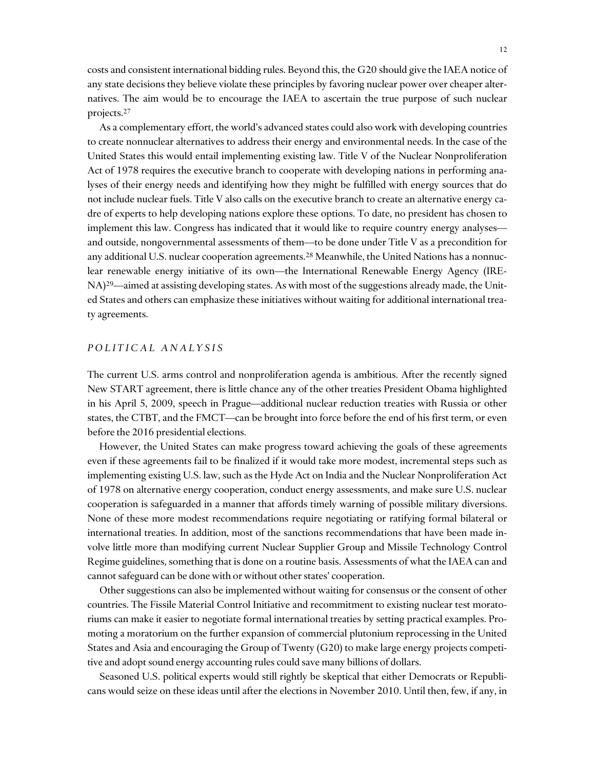costs and consistent international bidding rules. Beyond this, the G20 should give the IAEA notice of any state decisions they believe violate these principles by favoring nuclear power over cheaper alternatives. The aim would be to encourage the IAEA to ascertain the true purpose of such nuclear projects.[27]

As a complementary effort, the world's advanced states could also work with developing countries to create nonnuclear alternatives to address their energy and environmental needs. In the case of the United States this would entail implementing existing law. Title V of the Nuclear Nonproliferation Act of 1978 requires the executive branch to cooperate with developing nations in performing analyses of their energy needs and identifying how they might be fulfilled with energy sources that do not include nuclear fuels. Title V also calls on the executive branch to create an alternative energy cadre of experts to help developing nations explore these options. To date, no president has chosen to implement this law. Congress has indicated that it would like to require country energy analyses—and outside, nongovernmental assessments of them—to be done under Title V as a precondition for any additional U.S. nuclear cooperation agreements.[28] Meanwhile, the United Nations has a nonnuclear renewable energy initiative of its own—the International Renewable Energy Agency (IRENA)[29]—aimed at assisting developing states. As with most of the suggestions already made, the United States and others can emphasize these initiatives without waiting for additional international treaty agreements.

## *POLITICAL ANALYSIS*

The current U.S. arms control and nonproliferation agenda is ambitious. After the recently signed New START agreement, there is little chance any of the other treaties President Obama highlighted in his April 5, 2009, speech in Prague—additional nuclear reduction treaties with Russia or other states, the CTBT, and the FMCT—can be brought into force before the end of his first term, or even before the 2016 presidential elections.

However, the United States can make progress toward achieving the goals of these agreements even if these agreements fail to be finalized if it would take more modest, incremental steps such as implementing existing U.S. law, such as the Hyde Act on India and the Nuclear Nonproliferation Act of 1978 on alternative energy cooperation, conduct energy assessments, and make sure U.S. nuclear cooperation is safeguarded in a manner that affords timely warning of possible military diversions. None of these more modest recommendations require negotiating or ratifying formal bilateral or international treaties. In addition, most of the sanctions recommendations that have been made involve little more than modifying current Nuclear Supplier Group and Missile Technology Control Regime guidelines, something that is done on a routine basis. Assessments of what the IAEA can and cannot safeguard can be done with or without other states' cooperation.

Other suggestions can also be implemented without waiting for consensus or the consent of other countries. The Fissile Material Control Initiative and recommitment to existing nuclear test moratoriums can make it easier to negotiate formal international treaties by setting practical examples. Promoting a moratorium on the further expansion of commercial plutonium reprocessing in the United States and Asia and encouraging the Group of Twenty (G20) to make large energy projects competitive and adopt sound energy accounting rules could save many billions of dollars.

Seasoned U.S. political experts would still rightly be skeptical that either Democrats or Republicans would seize on these ideas until after the elections in November 2010. Until then, few, if any, in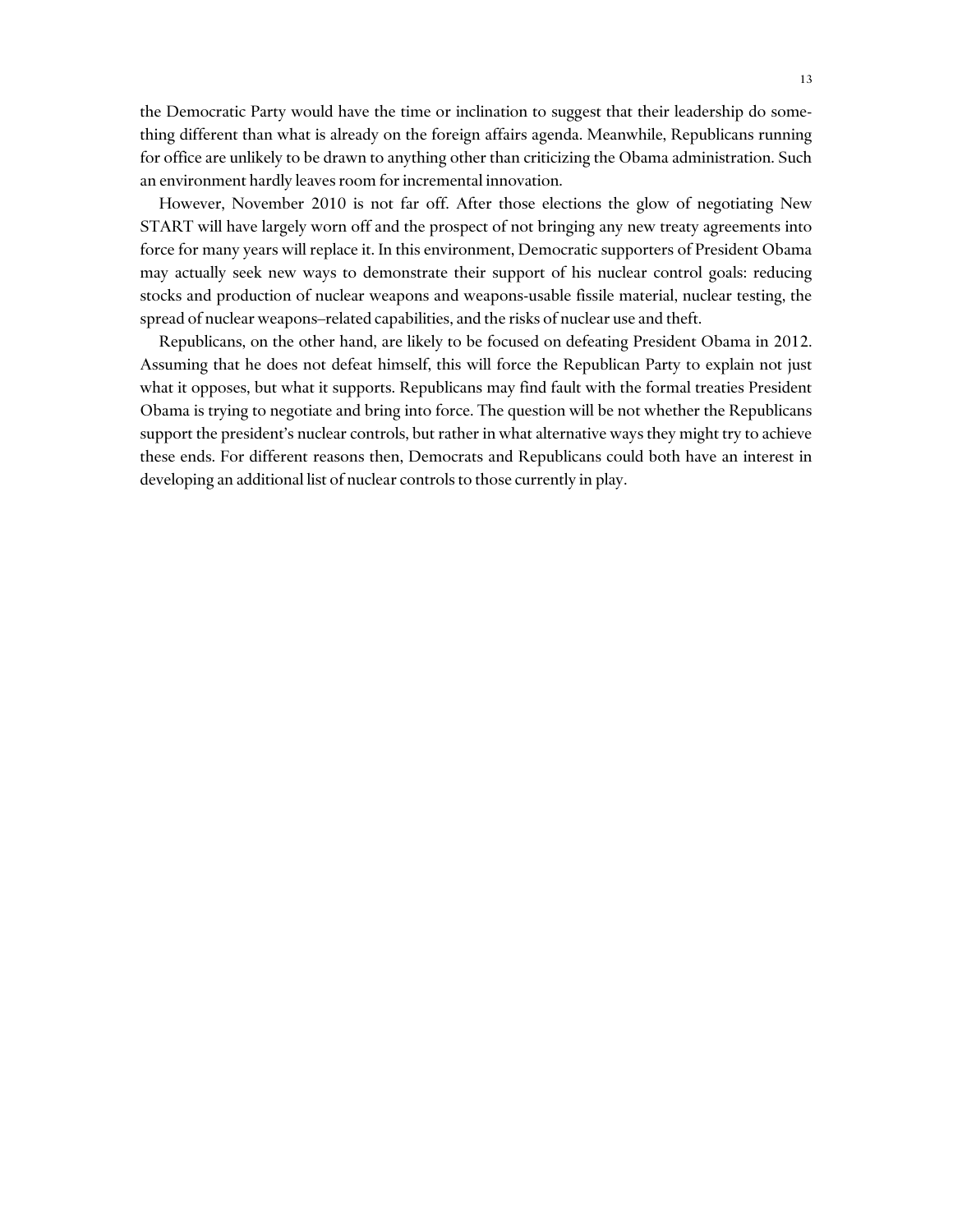the Democratic Party would have the time or inclination to suggest that their leadership do something different than what is already on the foreign affairs agenda. Meanwhile, Republicans running for office are unlikely to be drawn to anything other than criticizing the Obama administration. Such an environment hardly leaves room for incremental innovation.

However, November 2010 is not far off. After those elections the glow of negotiating New START will have largely worn off and the prospect of not bringing any new treaty agreements into force for many years will replace it. In this environment, Democratic supporters of President Obama may actually seek new ways to demonstrate their support of his nuclear control goals: reducing stocks and production of nuclear weapons and weapons-usable fissile material, nuclear testing, the spread of nuclear weapons–related capabilities, and the risks of nuclear use and theft.

Republicans, on the other hand, are likely to be focused on defeating President Obama in 2012. Assuming that he does not defeat himself, this will force the Republican Party to explain not just what it opposes, but what it supports. Republicans may find fault with the formal treaties President Obama is trying to negotiate and bring into force. The question will be not whether the Republicans support the president's nuclear controls, but rather in what alternative ways they might try to achieve these ends. For different reasons then, Democrats and Republicans could both have an interest in developing an additional list of nuclear controls to those currently in play.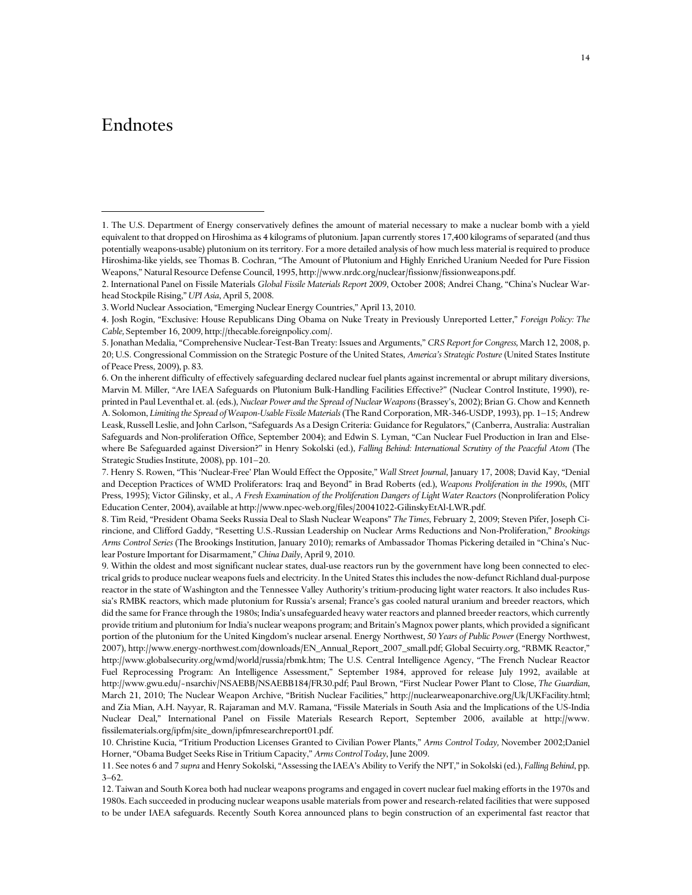# Endnotes

1. The U.S. Department of Energy conservatively defines the amount of material necessary to make a nuclear bomb with a yield equivalent to that dropped on Hiroshima as 4 kilograms of plutonium. Japan currently stores 17,400 kilograms of separated (and thus potentially weapons-usable) plutonium on its territory. For a more detailed analysis of how much less material is required to produce Hiroshima-like yields, see Thomas B. Cochran, "The Amount of Plutonium and Highly Enriched Uranium Needed for Pure Fission Weapons," Natural Resource Defense Council, 1995, http://www.nrdc.org/nuclear/fissionw/fissionweapons.pdf.

2. International Panel on Fissile Materials *Global Fissile Materials Report 2009*, October 2008; Andrei Chang, "China's Nuclear Warhead Stockpile Rising," *UPI Asia*, April 5, 2008.

3. World Nuclear Association, "Emerging Nuclear Energy Countries," April 13, 2010.

4. Josh Rogin, "Exclusive: House Republicans Ding Obama on Nuke Treaty in Previously Unreported Letter," *Foreign Policy: The Cable,* September 16, 2009, http://thecable.foreignpolicy.com/.

5. Jonathan Medalia, "Comprehensive Nuclear-Test-Ban Treaty: Issues and Arguments," *CRS Report for Congress,* March 12, 2008, p. 20; U.S. Congressional Commission on the Strategic Posture of the United States, *America's Strategic Posture* (United States Institute of Peace Press, 2009), p. 83.

6. On the inherent difficulty of effectively safeguarding declared nuclear fuel plants against incremental or abrupt military diversions, Marvin M. Miller, "Are IAEA Safeguards on Plutonium Bulk-Handling Facilities Effective?" (Nuclear Control Institute, 1990), reprinted in Paul Leventhal et. al. (eds.), *Nuclear Power and the Spread of Nuclear Weapons* (Brassey's, 2002); Brian G. Chow and Kenneth A. Solomon, *Limiting the Spread of Weapon-Usable Fissile Materials* (The Rand Corporation, MR-346-USDP, 1993), pp. 1–15; Andrew Leask, Russell Leslie, and John Carlson, "Safeguards As a Design Criteria: Guidance for Regulators," (Canberra, Australia: Australian Safeguards and Non-proliferation Office, September 2004); and Edwin S. Lyman, "Can Nuclear Fuel Production in Iran and Elsewhere Be Safeguarded against Diversion?" in Henry Sokolski (ed.), *Falling Behind: International Scrutiny of the Peaceful Atom* (The Strategic Studies Institute, 2008), pp. 101–20.

7. Henry S. Rowen, "This 'Nuclear-Free' Plan Would Effect the Opposite," *Wall Street Journal*, January 17, 2008; David Kay, "Denial and Deception Practices of WMD Proliferators: Iraq and Beyond" in Brad Roberts (ed.), *Weapons Proliferation in the 1990s*, (MIT Press, 1995); Victor Gilinsky, et al., *A Fresh Examination of the Proliferation Dangers of Light Water Reactors* (Nonproliferation Policy Education Center, 2004), available at http://www.npec-web.org/files/20041022-GilinskyEtAl-LWR.pdf.

8. Tim Reid, "President Obama Seeks Russia Deal to Slash Nuclear Weapons" *The Times*, February 2, 2009; Steven Pifer, Joseph Cirincione, and Clifford Gaddy, "Resetting U.S.-Russian Leadership on Nuclear Arms Reductions and Non-Proliferation," *Brookings Arms Control Series* (The Brookings Institution, January 2010); remarks of Ambassador Thomas Pickering detailed in "China's Nuclear Posture Important for Disarmament," *China Daily*, April 9, 2010.

9. Within the oldest and most significant nuclear states, dual-use reactors run by the government have long been connected to electrical grids to produce nuclear weapons fuels and electricity. In the United States this includes the now-defunct Richland dual-purpose reactor in the state of Washington and the Tennessee Valley Authority's tritium-producing light water reactors. It also includes Russia's RMBK reactors, which made plutonium for Russia's arsenal; France's gas cooled natural uranium and breeder reactors, which did the same for France through the 1980s; India's unsafeguarded heavy water reactors and planned breeder reactors, which currently provide tritium and plutonium for India's nuclear weapons program; and Britain's Magnox power plants, which provided a significant portion of the plutonium for the United Kingdom's nuclear arsenal. Energy Northwest, *50 Years of Public Power* (Energy Northwest, 2007), http://www.energy-northwest.com/downloads/EN_Annual_Report_2007_small.pdf; Global Secuirty.org, "RBMK Reactor," http://www.globalsecurity.org/wmd/world/russia/rbmk.htm; The U.S. Central Intelligence Agency, "The French Nuclear Reactor Fuel Reprocessing Program: An Intelligence Assessment," September 1984, approved for release July 1992, available at http://www.gwu.edu/~nsarchiv/NSAEBB/NSAEBB184/FR30.pdf; Paul Brown, "First Nuclear Power Plant to Close, *The Guardian*, March 21, 2010; The Nuclear Weapon Archive, "British Nuclear Facilities," http://nuclearweaponarchive.org/Uk/UKFacility.html; and Zia Mian, A.H. Nayyar, R. Rajaraman and M.V. Ramana, "Fissile Materials in South Asia and the Implications of the US-India Nuclear Deal," International Panel on Fissile Materials Research Report, September 2006, available at http://www.fissilematerials.org/ipfm/site_down/ipfmresearchreport01.pdf.

10. Christine Kucia, "Tritium Production Licenses Granted to Civilian Power Plants," *Arms Control Today,* November 2002;Daniel Horner, "Obama Budget Seeks Rise in Tritium Capacity," *Arms Control Today*, June 2009.

11. See notes 6 and 7 *supra* and Henry Sokolski, "Assessing the IAEA's Ability to Verify the NPT," in Sokolski (ed.), *Falling Behind*, pp. 3–62.

12. Taiwan and South Korea both had nuclear weapons programs and engaged in covert nuclear fuel making efforts in the 1970s and 1980s. Each succeeded in producing nuclear weapons usable materials from power and research-related facilities that were supposed to be under IAEA safeguards. Recently South Korea announced plans to begin construction of an experimental fast reactor that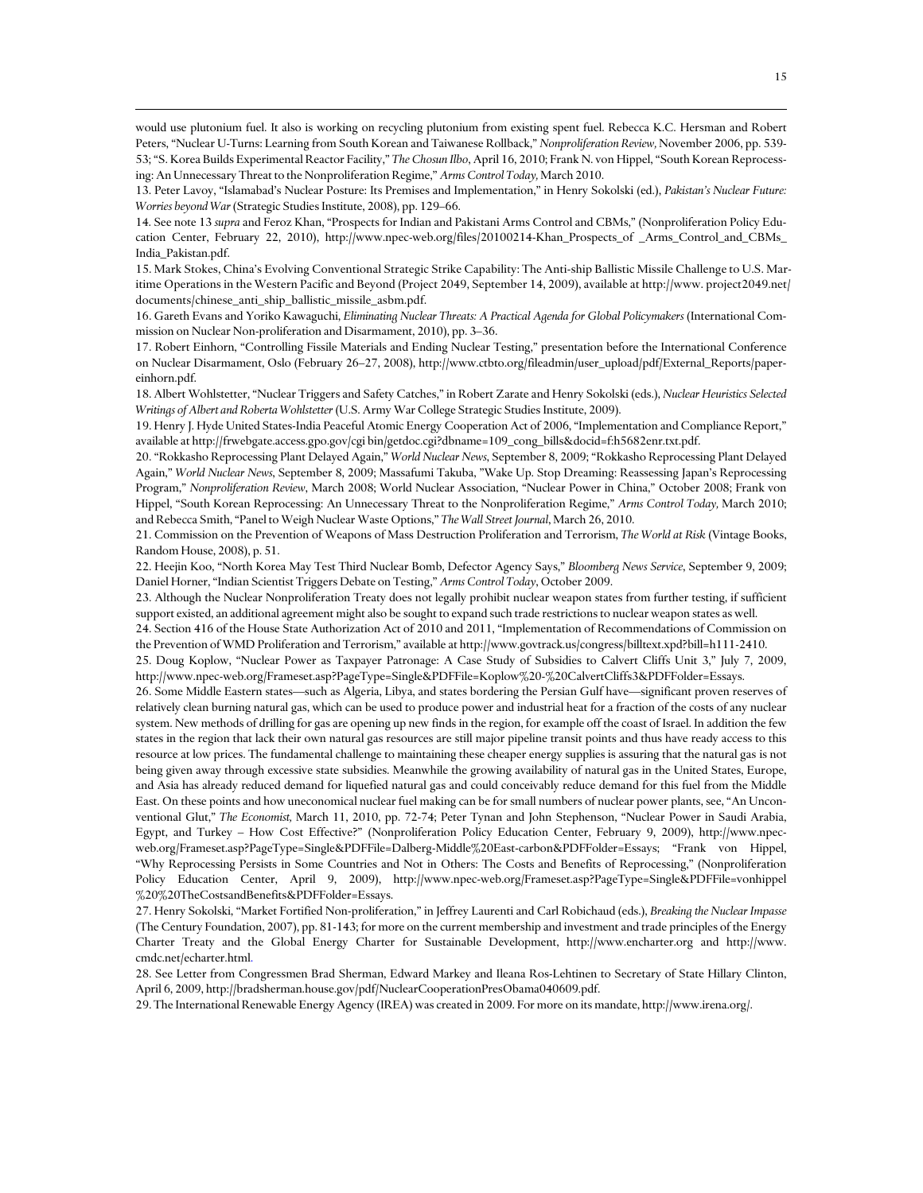would use plutonium fuel. It also is working on recycling plutonium from existing spent fuel. Rebecca K.C. Hersman and Robert Peters, "Nuclear U-Turns: Learning from South Korean and Taiwanese Rollback," *Nonproliferation Review,* November 2006, pp. 539-53; "S. Korea Builds Experimental Reactor Facility," *The Chosun Ilbo*, April 16, 2010; Frank N. von Hippel, "South Korean Reprocessing: An Unnecessary Threat to the Nonproliferation Regime," *Arms Control Today,* March 2010.

13. Peter Lavoy, "Islamabad's Nuclear Posture: Its Premises and Implementation," in Henry Sokolski (ed.), *Pakistan's Nuclear Future: Worries beyond War* (Strategic Studies Institute, 2008), pp. 129–66.

14. See note 13 *supra* and Feroz Khan, "Prospects for Indian and Pakistani Arms Control and CBMs," (Nonproliferation Policy Education Center, February 22, 2010), http://www.npec-web.org/files/20100214-Khan_Prospects_of _Arms_Control_and_CBMs_India_Pakistan.pdf.

15. Mark Stokes, China's Evolving Conventional Strategic Strike Capability: The Anti-ship Ballistic Missile Challenge to U.S. Maritime Operations in the Western Pacific and Beyond (Project 2049, September 14, 2009), available at http://www. project2049.net/documents/chinese_anti_ship_ballistic_missile_asbm.pdf.

16. Gareth Evans and Yoriko Kawaguchi, *Eliminating Nuclear Threats: A Practical Agenda for Global Policymakers* (International Commission on Nuclear Non-proliferation and Disarmament, 2010), pp. 3–36.

17. Robert Einhorn, "Controlling Fissile Materials and Ending Nuclear Testing," presentation before the International Conference on Nuclear Disarmament, Oslo (February 26–27, 2008), http://www.ctbto.org/fileadmin/user_upload/pdf/External_Reports/paper-einhorn.pdf.

18. Albert Wohlstetter, "Nuclear Triggers and Safety Catches," in Robert Zarate and Henry Sokolski (eds.), *Nuclear Heuristics Selected Writings of Albert and Roberta Wohlstetter* (U.S. Army War College Strategic Studies Institute, 2009).

19. Henry J. Hyde United States-India Peaceful Atomic Energy Cooperation Act of 2006, "Implementation and Compliance Report," available at http://frwebgate.access.gpo.gov/cgi bin/getdoc.cgi?dbname=109_cong_bills&docid=f:h5682enr.txt.pdf.

20. "Rokkasho Reprocessing Plant Delayed Again," *World Nuclear News*, September 8, 2009; "Rokkasho Reprocessing Plant Delayed Again," *World Nuclear News*, September 8, 2009; Massafumi Takuba, "Wake Up. Stop Dreaming: Reassessing Japan's Reprocessing Program," *Nonproliferation Review*, March 2008; World Nuclear Association, "Nuclear Power in China," October 2008; Frank von Hippel, "South Korean Reprocessing: An Unnecessary Threat to the Nonproliferation Regime," *Arms Control Today,* March 2010; and Rebecca Smith, "Panel to Weigh Nuclear Waste Options," *The Wall Street Journal*, March 26, 2010.

21. Commission on the Prevention of Weapons of Mass Destruction Proliferation and Terrorism, *The World at Risk* (Vintage Books, Random House, 2008), p. 51.

22. Heejin Koo, "North Korea May Test Third Nuclear Bomb, Defector Agency Says," *Bloomberg News Service*, September 9, 2009; Daniel Horner, "Indian Scientist Triggers Debate on Testing," *Arms Control Today*, October 2009.

23. Although the Nuclear Nonproliferation Treaty does not legally prohibit nuclear weapon states from further testing, if sufficient support existed, an additional agreement might also be sought to expand such trade restrictions to nuclear weapon states as well.

24. Section 416 of the House State Authorization Act of 2010 and 2011, "Implementation of Recommendations of Commission on the Prevention of WMD Proliferation and Terrorism," available at http://www.govtrack.us/congress/billtext.xpd?bill=h111-2410.

25. Doug Koplow, "Nuclear Power as Taxpayer Patronage: A Case Study of Subsidies to Calvert Cliffs Unit 3," July 7, 2009, http://www.npec-web.org/Frameset.asp?PageType=Single&PDFFile=Koplow%20-%20CalvertCliffs3&PDFFolder=Essays.

26. Some Middle Eastern states—such as Algeria, Libya, and states bordering the Persian Gulf have—significant proven reserves of relatively clean burning natural gas, which can be used to produce power and industrial heat for a fraction of the costs of any nuclear system. New methods of drilling for gas are opening up new finds in the region, for example off the coast of Israel. In addition the few states in the region that lack their own natural gas resources are still major pipeline transit points and thus have ready access to this resource at low prices. The fundamental challenge to maintaining these cheaper energy supplies is assuring that the natural gas is not being given away through excessive state subsidies. Meanwhile the growing availability of natural gas in the United States, Europe, and Asia has already reduced demand for liquefied natural gas and could conceivably reduce demand for this fuel from the Middle East. On these points and how uneconomical nuclear fuel making can be for small numbers of nuclear power plants, see, "An Unconventional Glut," *The Economist,* March 11, 2010, pp. 72-74; Peter Tynan and John Stephenson, "Nuclear Power in Saudi Arabia, Egypt, and Turkey – How Cost Effective?" (Nonproliferation Policy Education Center, February 9, 2009), http://www.npec-web.org/Frameset.asp?PageType=Single&PDFFile=Dalberg-Middle%20East-carbon&PDFFolder=Essays; "Frank von Hippel, "Why Reprocessing Persists in Some Countries and Not in Others: The Costs and Benefits of Reprocessing," (Nonproliferation Policy Education Center, April 9, 2009), http://www.npec-web.org/Frameset.asp?PageType=Single&PDFFile=vonhippel%20%20TheCostsandBenefits&PDFFolder=Essays.

27. Henry Sokolski, "Market Fortified Non-proliferation," in Jeffrey Laurenti and Carl Robichaud (eds.), *Breaking the Nuclear Impasse* (The Century Foundation, 2007), pp. 81-143; for more on the current membership and investment and trade principles of the Energy Charter Treaty and the Global Energy Charter for Sustainable Development, http://www.encharter.org and http://www.cmdc.net/echarter.html.

28. See Letter from Congressmen Brad Sherman, Edward Markey and Ileana Ros-Lehtinen to Secretary of State Hillary Clinton, April 6, 2009, http://bradsherman.house.gov/pdf/NuclearCooperationPresObama040609.pdf.

29. The International Renewable Energy Agency (IREA) was created in 2009. For more on its mandate, http://www.irena.org/.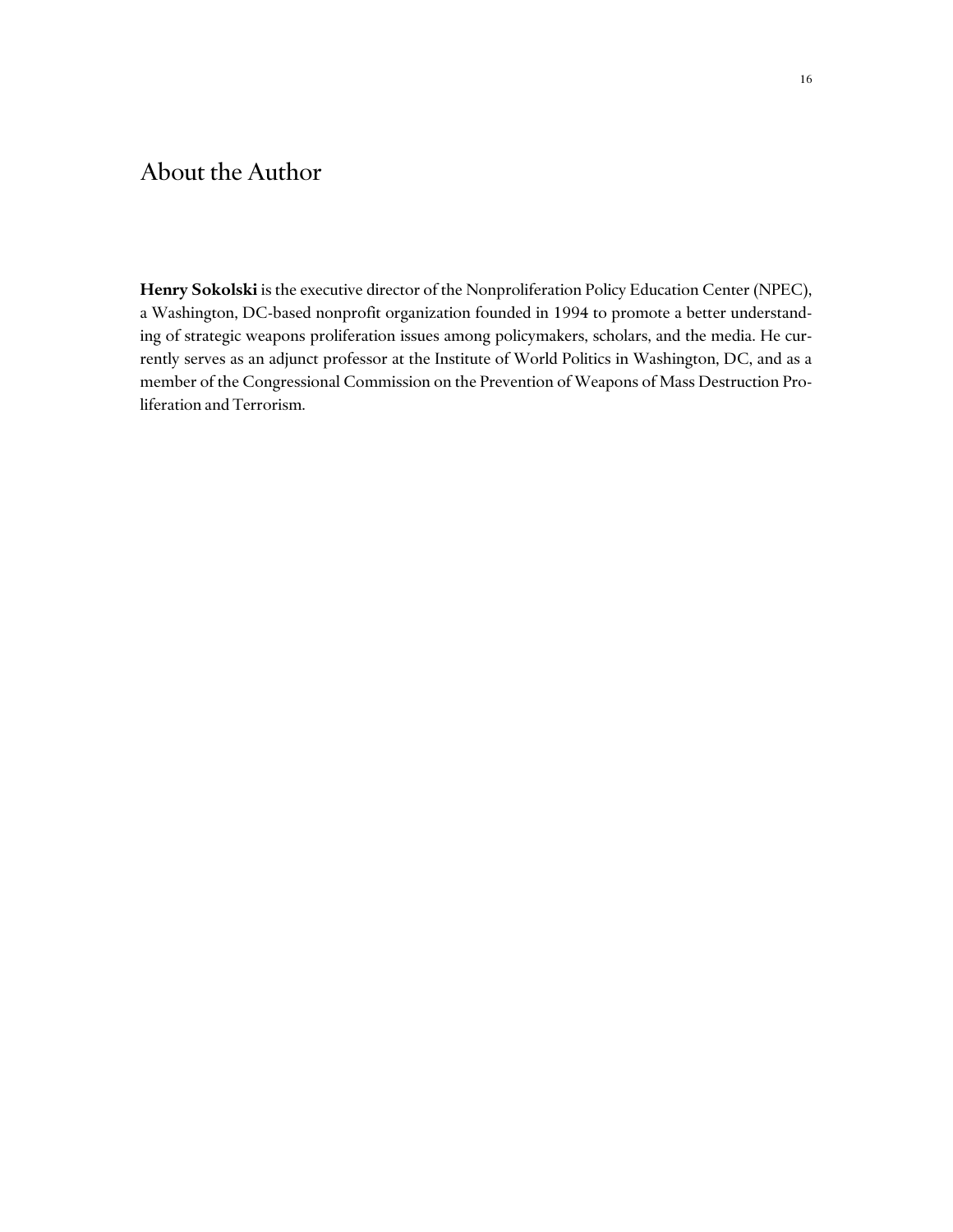# About the Author

**Henry Sokolski** is the executive director of the Nonproliferation Policy Education Center (NPEC), a Washington, DC-based nonprofit organization founded in 1994 to promote a better understanding of strategic weapons proliferation issues among policymakers, scholars, and the media. He currently serves as an adjunct professor at the Institute of World Politics in Washington, DC, and as a member of the Congressional Commission on the Prevention of Weapons of Mass Destruction Proliferation and Terrorism.